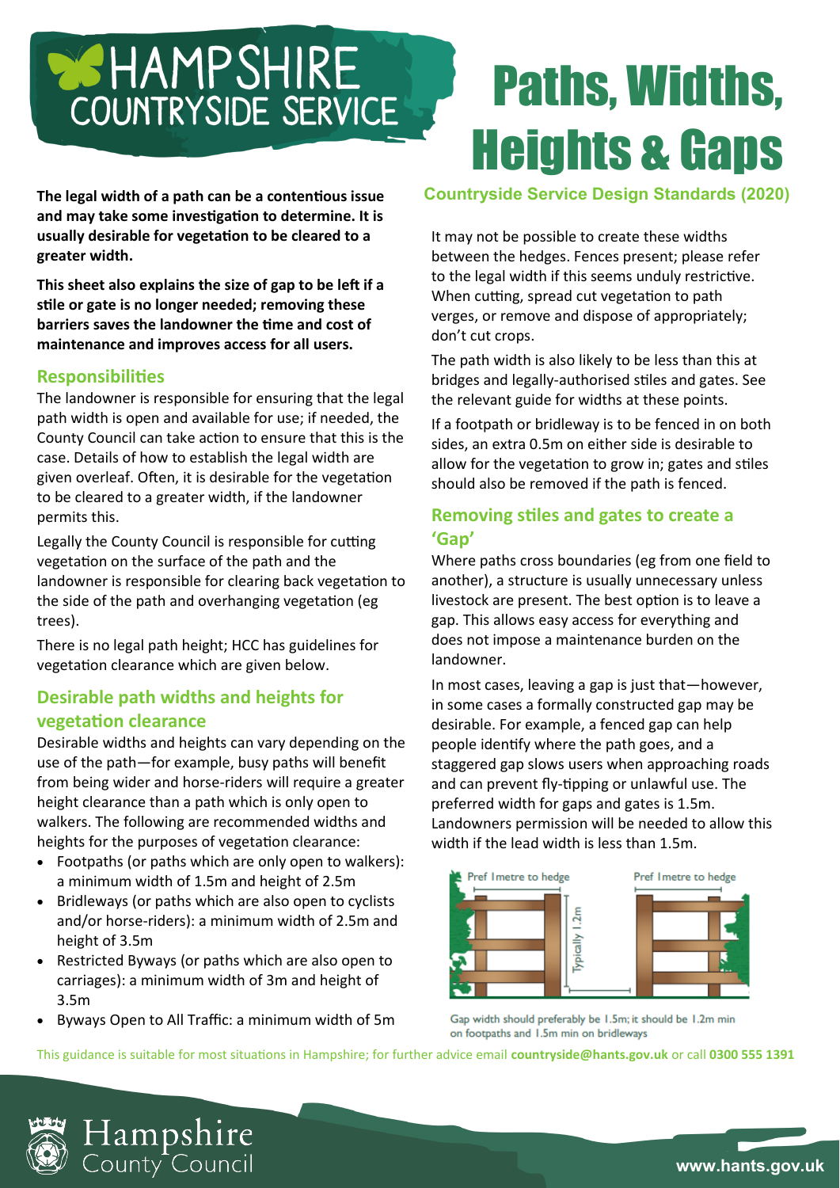# Paths, Widths, Heights & Gaps

**Countryside Service Design Standards (2020)**

**The legal width of a path can be a contentious issue and may take some investigation to determine. It is usually desirable for vegetation to be cleared to a greater width.**

**This sheet also explains the size of gap to be left if a stile or gate is no longer needed; removing these barriers saves the landowner the time and cost of maintenance and improves access for all users.**

## Responsibilities

The landowner is responsible for ensuring that the legal path width is open and available for use; if needed, the County Council can take action to ensure that this is the case. Details of how to establish the legal width are given overleaf. Often, it is desirable for the vegetation to be cleared to a greater width, if the landowner permits this.

Legally the County Council is responsible for cutting vegetation on the surface of the path and the landowner is responsible for clearing back vegetation to the side of the path and overhanging vegetation (eg trees).

There is no legal path height; HCC has guidelines for vegetation clearance which are given below.

## Desirable path widths and heights for vegetation clearance

Desirable widths and heights can vary depending on the use of the path—for example, busy paths will benefit from being wider and horse-riders will require a greater height clearance than a path which is only open to walkers. The following are recommended widths and heights for the purposes of vegetation clearance:

- Footpaths (or paths which are only open to walkers): a minimum width of 1.5m and height of 2.5m
- Bridleways (or paths which are also open to cyclists and/or horse-riders): a minimum width of 2.5m and height of 3.5m
- Restricted Byways (or paths which are also open to carriages): a minimum width of 3m and height of 3.5m
- Byways Open to All Traffic: a minimum width of 5m

It may not be possible to create these widths between the hedges. Fences present; please refer to the legal width if this seems unduly restrictive. When cutting, spread cut vegetation to path verges, or remove and dispose of appropriately; don't cut crops.

The path width is also likely to be less than this at bridges and legally-authorised stiles and gates. See the relevant guide for widths at these points.

If a footpath or bridleway is to be fenced in on both sides, an extra 0.5m on either side is desirable to allow for the vegetation to grow in; gates and stiles should also be removed if the path is fenced.

## Removing stiles and gates to create a 'Gap'

Where paths cross boundaries (eg from one field to another), a structure is usually unnecessary unless livestock are present. The best option is to leave a gap. This allows easy access for everything and does not impose a maintenance burden on the landowner.

In most cases, leaving a gap is just that—however, in some cases a formally constructed gap may be desirable. For example, a fenced gap can help people identify where the path goes, and a staggered gap slows users when approaching roads and can prevent fly-tipping or unlawful use. The preferred width for gaps and gates is 1.5m. Landowners permission will be needed to allow this width if the lead width is less than 1.5m.

Pref 1metre to hedge | Typically 1.2m | Pref 1metre to hedge

Gap width should preferably be 1.5m; it should be 1.2m min on footpaths and 1.5m min on bridleways

This guidance is suitable for most situations in Hampshire; for further advice email **countryside@hants.gov.uk** or call **0300 555 1391**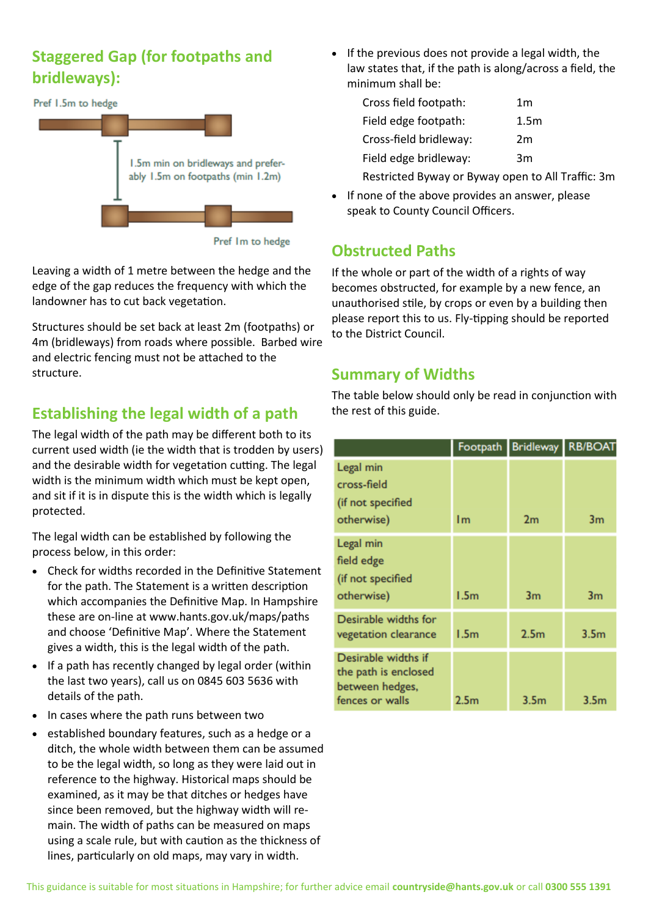## Staggered Gap (for footpaths and bridleways):

Pref 1.5m to hedge

1.5m min on bridleways and preferably 1.5m on footpaths (min 1.2m)

Pref 1m to hedge

Leaving a width of 1 metre between the hedge and the edge of the gap reduces the frequency with which the landowner has to cut back vegetation.

Structures should be set back at least 2m (footpaths) or 4m (bridleways) from roads where possible. Barbed wire and electric fencing must not be attached to the structure.

## Establishing the legal width of a path

The legal width of the path may be different both to its current used width (ie the width that is trodden by users) and the desirable width for vegetation cutting. The legal width is the minimum width which must be kept open, and sit if it is in dispute this is the width which is legally protected.

The legal width can be established by following the process below, in this order:

- Check for widths recorded in the Definitive Statement for the path. The Statement is a written description which accompanies the Definitive Map. In Hampshire these are on-line at www.hants.gov.uk/maps/paths and choose 'Definitive Map'. Where the Statement gives a width, this is the legal width of the path.
- If a path has recently changed by legal order (within the last two years), call us on 0845 603 5636 with details of the path.
- In cases where the path runs between two
- established boundary features, such as a hedge or a ditch, the whole width between them can be assumed to be the legal width, so long as they were laid out in reference to the highway. Historical maps should be examined, as it may be that ditches or hedges have since been removed, but the highway width will remain. The width of paths can be measured on maps using a scale rule, but with caution as the thickness of lines, particularly on old maps, may vary in width.
- If the previous does not provide a legal width, the law states that, if the path is along/across a field, the minimum shall be:

  Cross field footpath: 1m
  Field edge footpath: 1.5m
  Cross-field bridleway: 2m
  Field edge bridleway: 3m
  Restricted Byway or Byway open to All Traffic: 3m

- If none of the above provides an answer, please speak to County Council Officers.

## Obstructed Paths

If the whole or part of the width of a rights of way becomes obstructed, for example by a new fence, an unauthorised stile, by crops or even by a building then please report this to us. Fly-tipping should be reported to the District Council.

## Summary of Widths

The table below should only be read in conjunction with the rest of this guide.

| | Footpath | Bridleway | RB/BOAT |
|---|---|---|---|
| Legal min cross-field (if not specified otherwise) | 1m | 2m | 3m |
| Legal min field edge (if not specified otherwise) | 1.5m | 3m | 3m |
| Desirable widths for vegetation clearance | 1.5m | 2.5m | 3.5m |
| Desirable widths if the path is enclosed between hedges, fences or walls | 2.5m | 3.5m | 3.5m |

This guidance is suitable for most situations in Hampshire; for further advice email **countryside@hants.gov.uk** or call **0300 555 1391**